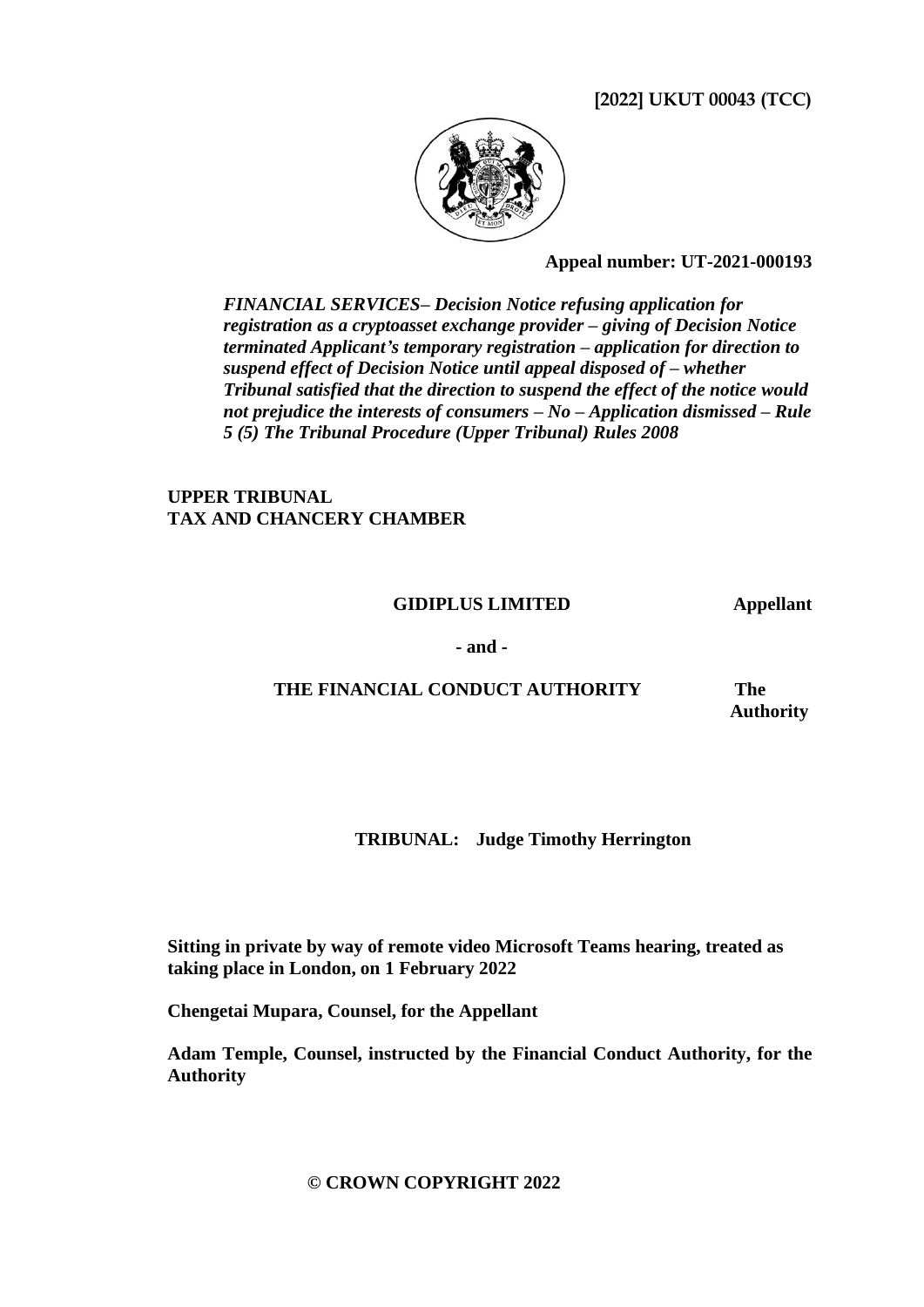**[2022] UKUT 00043 (TCC)**

**Appeal number: UT-2021-000193**

***FINANCIAL SERVICES– Decision Notice refusing application for registration as a cryptoasset exchange provider – giving of Decision Notice terminated Applicant's temporary registration – application for direction to suspend effect of Decision Notice until appeal disposed of – whether Tribunal satisfied that the direction to suspend the effect of the notice would not prejudice the interests of consumers – No – Application dismissed – Rule 5 (5) The Tribunal Procedure (Upper Tribunal) Rules 2008***

**UPPER TRIBUNAL**
**TAX AND CHANCERY CHAMBER**

**GIDIPLUS LIMITED** **Appellant**

**- and -**

**THE FINANCIAL CONDUCT AUTHORITY** **The Authority**

**TRIBUNAL: Judge Timothy Herrington**

**Sitting in private by way of remote video Microsoft Teams hearing, treated as taking place in London, on 1 February 2022**

**Chengetai Mupara, Counsel, for the Appellant**

**Adam Temple, Counsel, instructed by the Financial Conduct Authority, for the Authority**

**© CROWN COPYRIGHT 2022**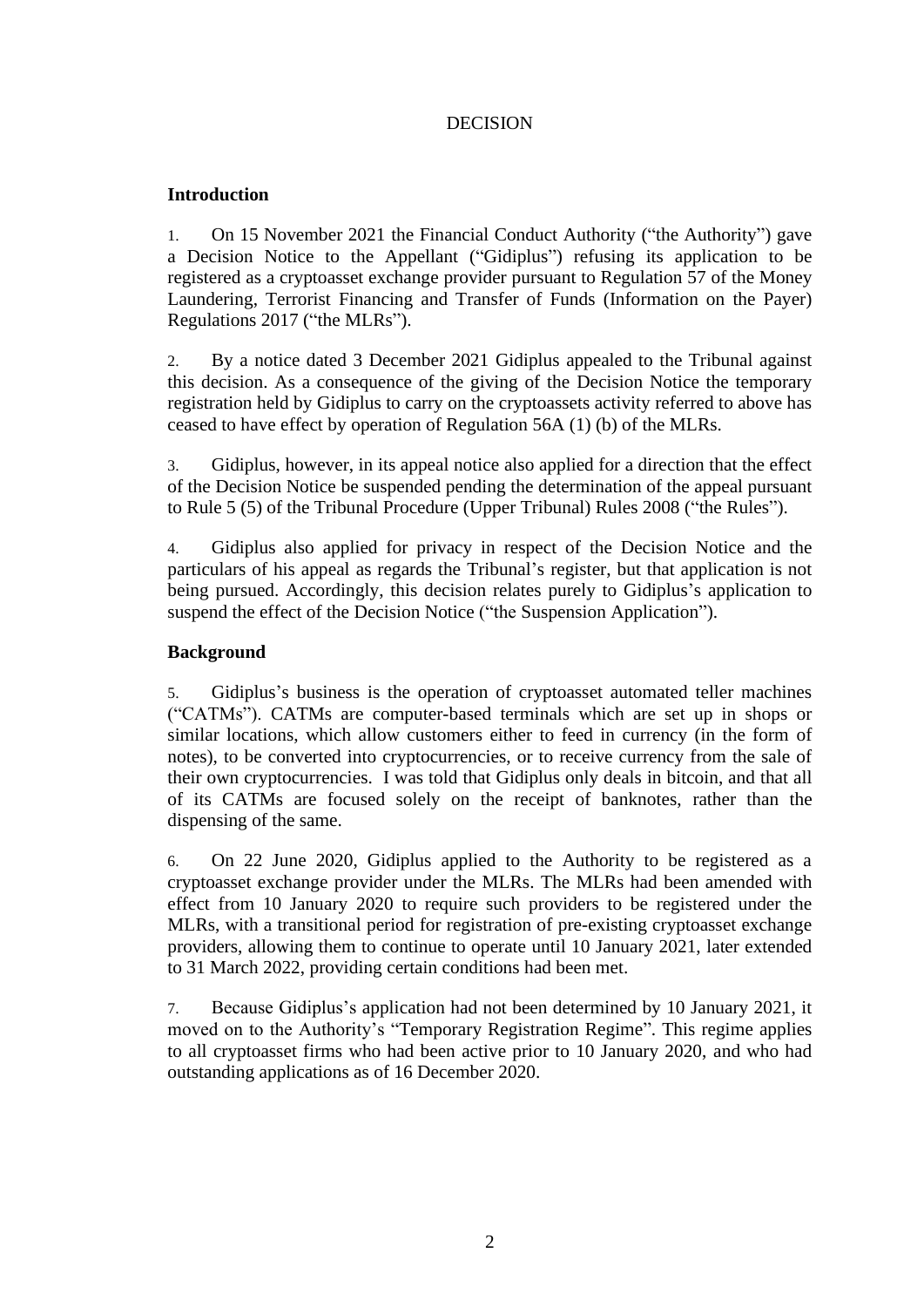DECISION

## Introduction

1. On 15 November 2021 the Financial Conduct Authority ("the Authority") gave a Decision Notice to the Appellant ("Gidiplus") refusing its application to be registered as a cryptoasset exchange provider pursuant to Regulation 57 of the Money Laundering, Terrorist Financing and Transfer of Funds (Information on the Payer) Regulations 2017 ("the MLRs").

2. By a notice dated 3 December 2021 Gidiplus appealed to the Tribunal against this decision. As a consequence of the giving of the Decision Notice the temporary registration held by Gidiplus to carry on the cryptoassets activity referred to above has ceased to have effect by operation of Regulation 56A (1) (b) of the MLRs.

3. Gidiplus, however, in its appeal notice also applied for a direction that the effect of the Decision Notice be suspended pending the determination of the appeal pursuant to Rule 5 (5) of the Tribunal Procedure (Upper Tribunal) Rules 2008 ("the Rules").

4. Gidiplus also applied for privacy in respect of the Decision Notice and the particulars of his appeal as regards the Tribunal's register, but that application is not being pursued. Accordingly, this decision relates purely to Gidiplus's application to suspend the effect of the Decision Notice ("the Suspension Application").

## Background

5. Gidiplus's business is the operation of cryptoasset automated teller machines ("CATMs"). CATMs are computer-based terminals which are set up in shops or similar locations, which allow customers either to feed in currency (in the form of notes), to be converted into cryptocurrencies, or to receive currency from the sale of their own cryptocurrencies. I was told that Gidiplus only deals in bitcoin, and that all of its CATMs are focused solely on the receipt of banknotes, rather than the dispensing of the same.

6. On 22 June 2020, Gidiplus applied to the Authority to be registered as a cryptoasset exchange provider under the MLRs. The MLRs had been amended with effect from 10 January 2020 to require such providers to be registered under the MLRs, with a transitional period for registration of pre-existing cryptoasset exchange providers, allowing them to continue to operate until 10 January 2021, later extended to 31 March 2022, providing certain conditions had been met.

7. Because Gidiplus's application had not been determined by 10 January 2021, it moved on to the Authority's "Temporary Registration Regime". This regime applies to all cryptoasset firms who had been active prior to 10 January 2020, and who had outstanding applications as of 16 December 2020.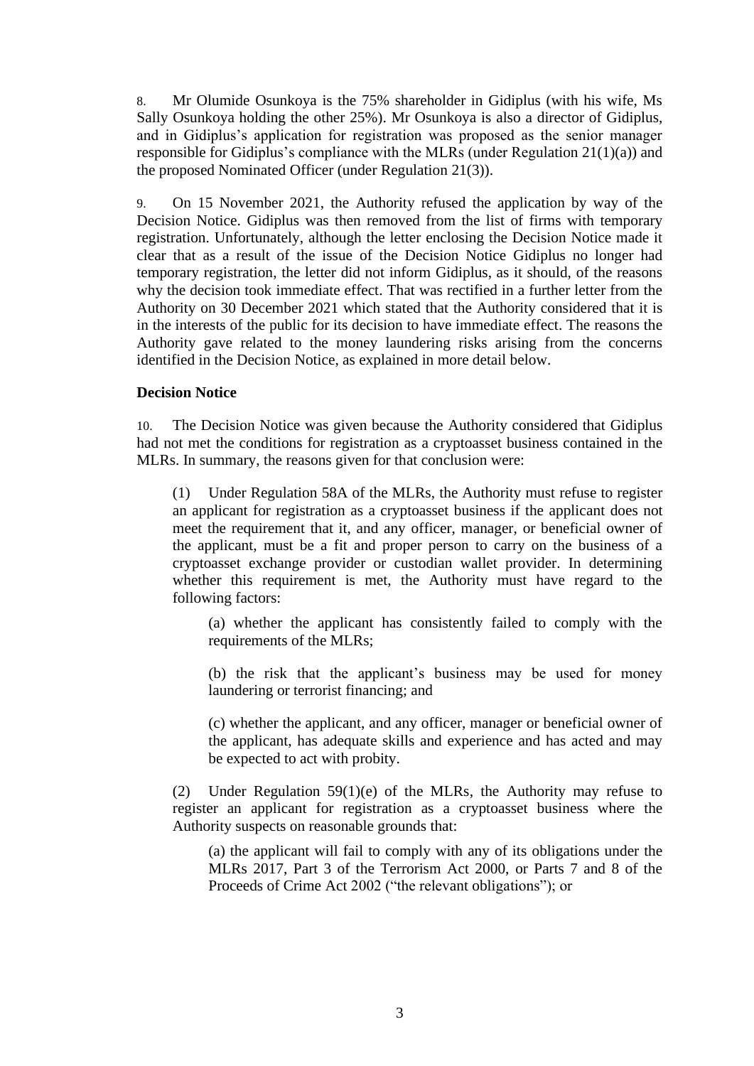8. Mr Olumide Osunkoya is the 75% shareholder in Gidiplus (with his wife, Ms Sally Osunkoya holding the other 25%). Mr Osunkoya is also a director of Gidiplus, and in Gidiplus's application for registration was proposed as the senior manager responsible for Gidiplus's compliance with the MLRs (under Regulation 21(1)(a)) and the proposed Nominated Officer (under Regulation 21(3)).

9. On 15 November 2021, the Authority refused the application by way of the Decision Notice. Gidiplus was then removed from the list of firms with temporary registration. Unfortunately, although the letter enclosing the Decision Notice made it clear that as a result of the issue of the Decision Notice Gidiplus no longer had temporary registration, the letter did not inform Gidiplus, as it should, of the reasons why the decision took immediate effect. That was rectified in a further letter from the Authority on 30 December 2021 which stated that the Authority considered that it is in the interests of the public for its decision to have immediate effect. The reasons the Authority gave related to the money laundering risks arising from the concerns identified in the Decision Notice, as explained in more detail below.

**Decision Notice**

10. The Decision Notice was given because the Authority considered that Gidiplus had not met the conditions for registration as a cryptoasset business contained in the MLRs. In summary, the reasons given for that conclusion were:

(1) Under Regulation 58A of the MLRs, the Authority must refuse to register an applicant for registration as a cryptoasset business if the applicant does not meet the requirement that it, and any officer, manager, or beneficial owner of the applicant, must be a fit and proper person to carry on the business of a cryptoasset exchange provider or custodian wallet provider. In determining whether this requirement is met, the Authority must have regard to the following factors:

(a) whether the applicant has consistently failed to comply with the requirements of the MLRs;

(b) the risk that the applicant's business may be used for money laundering or terrorist financing; and

(c) whether the applicant, and any officer, manager or beneficial owner of the applicant, has adequate skills and experience and has acted and may be expected to act with probity.

(2) Under Regulation 59(1)(e) of the MLRs, the Authority may refuse to register an applicant for registration as a cryptoasset business where the Authority suspects on reasonable grounds that:

(a) the applicant will fail to comply with any of its obligations under the MLRs 2017, Part 3 of the Terrorism Act 2000, or Parts 7 and 8 of the Proceeds of Crime Act 2002 ("the relevant obligations"); or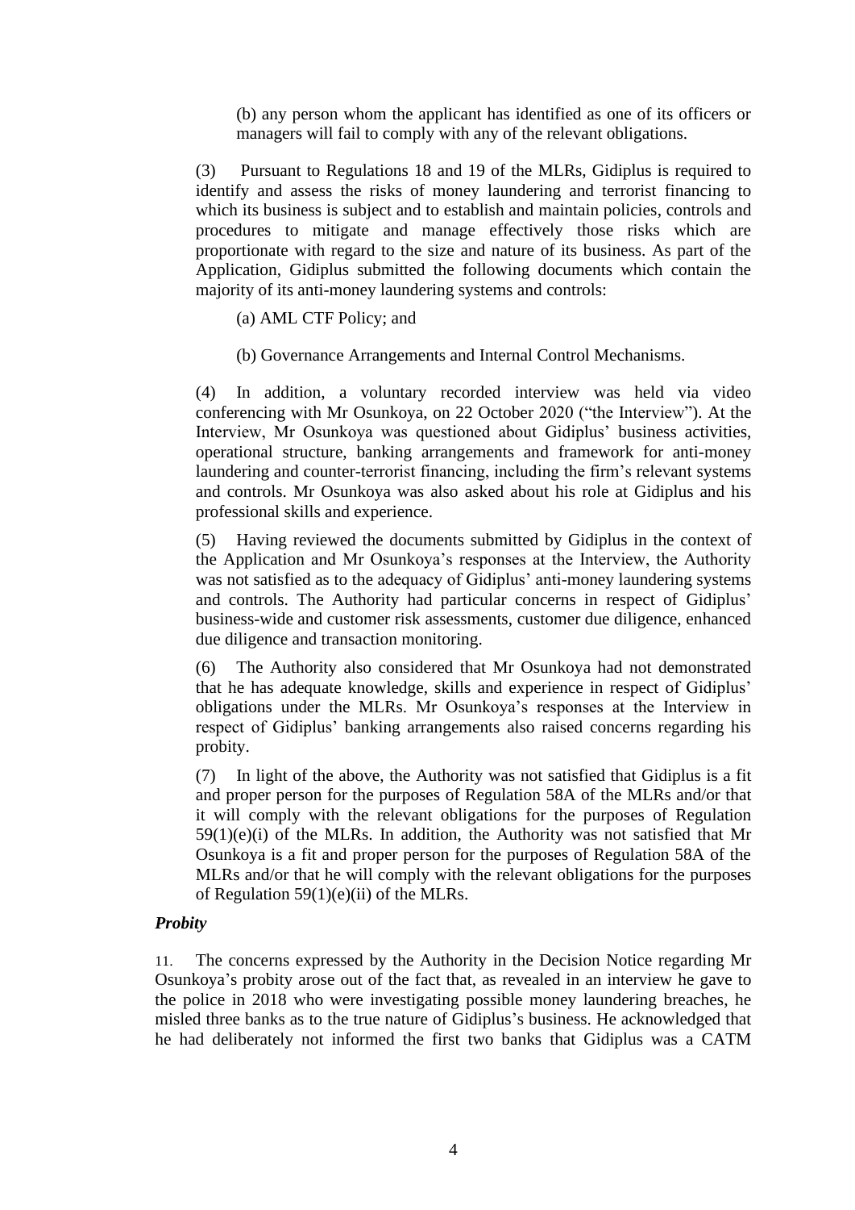(b) any person whom the applicant has identified as one of its officers or managers will fail to comply with any of the relevant obligations.

(3) Pursuant to Regulations 18 and 19 of the MLRs, Gidiplus is required to identify and assess the risks of money laundering and terrorist financing to which its business is subject and to establish and maintain policies, controls and procedures to mitigate and manage effectively those risks which are proportionate with regard to the size and nature of its business. As part of the Application, Gidiplus submitted the following documents which contain the majority of its anti-money laundering systems and controls:

(a) AML CTF Policy; and

(b) Governance Arrangements and Internal Control Mechanisms.

(4) In addition, a voluntary recorded interview was held via video conferencing with Mr Osunkoya, on 22 October 2020 ("the Interview"). At the Interview, Mr Osunkoya was questioned about Gidiplus' business activities, operational structure, banking arrangements and framework for anti-money laundering and counter-terrorist financing, including the firm's relevant systems and controls. Mr Osunkoya was also asked about his role at Gidiplus and his professional skills and experience.

(5) Having reviewed the documents submitted by Gidiplus in the context of the Application and Mr Osunkoya's responses at the Interview, the Authority was not satisfied as to the adequacy of Gidiplus' anti-money laundering systems and controls. The Authority had particular concerns in respect of Gidiplus' business-wide and customer risk assessments, customer due diligence, enhanced due diligence and transaction monitoring.

(6) The Authority also considered that Mr Osunkoya had not demonstrated that he has adequate knowledge, skills and experience in respect of Gidiplus' obligations under the MLRs. Mr Osunkoya's responses at the Interview in respect of Gidiplus' banking arrangements also raised concerns regarding his probity.

(7) In light of the above, the Authority was not satisfied that Gidiplus is a fit and proper person for the purposes of Regulation 58A of the MLRs and/or that it will comply with the relevant obligations for the purposes of Regulation 59(1)(e)(i) of the MLRs. In addition, the Authority was not satisfied that Mr Osunkoya is a fit and proper person for the purposes of Regulation 58A of the MLRs and/or that he will comply with the relevant obligations for the purposes of Regulation 59(1)(e)(ii) of the MLRs.

### *Probity*

11. The concerns expressed by the Authority in the Decision Notice regarding Mr Osunkoya's probity arose out of the fact that, as revealed in an interview he gave to the police in 2018 who were investigating possible money laundering breaches, he misled three banks as to the true nature of Gidiplus's business. He acknowledged that he had deliberately not informed the first two banks that Gidiplus was a CATM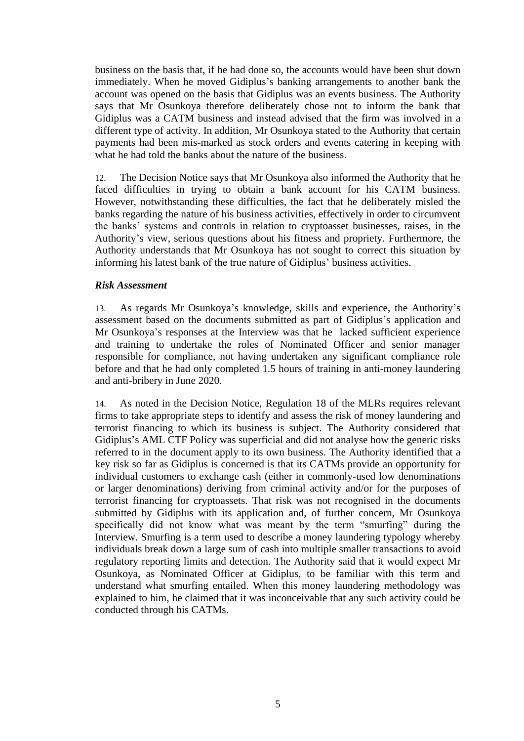business on the basis that, if he had done so, the accounts would have been shut down immediately. When he moved Gidiplus's banking arrangements to another bank the account was opened on the basis that Gidiplus was an events business. The Authority says that Mr Osunkoya therefore deliberately chose not to inform the bank that Gidiplus was a CATM business and instead advised that the firm was involved in a different type of activity. In addition, Mr Osunkoya stated to the Authority that certain payments had been mis-marked as stock orders and events catering in keeping with what he had told the banks about the nature of the business.

12. The Decision Notice says that Mr Osunkoya also informed the Authority that he faced difficulties in trying to obtain a bank account for his CATM business. However, notwithstanding these difficulties, the fact that he deliberately misled the banks regarding the nature of his business activities, effectively in order to circumvent the banks' systems and controls in relation to cryptoasset businesses, raises, in the Authority's view, serious questions about his fitness and propriety. Furthermore, the Authority understands that Mr Osunkoya has not sought to correct this situation by informing his latest bank of the true nature of Gidiplus' business activities.

### *Risk Assessment*

13. As regards Mr Osunkoya's knowledge, skills and experience, the Authority's assessment based on the documents submitted as part of Gidiplus's application and Mr Osunkoya's responses at the Interview was that he lacked sufficient experience and training to undertake the roles of Nominated Officer and senior manager responsible for compliance, not having undertaken any significant compliance role before and that he had only completed 1.5 hours of training in anti-money laundering and anti-bribery in June 2020.

14. As noted in the Decision Notice, Regulation 18 of the MLRs requires relevant firms to take appropriate steps to identify and assess the risk of money laundering and terrorist financing to which its business is subject. The Authority considered that Gidiplus's AML CTF Policy was superficial and did not analyse how the generic risks referred to in the document apply to its own business. The Authority identified that a key risk so far as Gidiplus is concerned is that its CATMs provide an opportunity for individual customers to exchange cash (either in commonly-used low denominations or larger denominations) deriving from criminal activity and/or for the purposes of terrorist financing for cryptoassets. That risk was not recognised in the documents submitted by Gidiplus with its application and, of further concern, Mr Osunkoya specifically did not know what was meant by the term "smurfing" during the Interview. Smurfing is a term used to describe a money laundering typology whereby individuals break down a large sum of cash into multiple smaller transactions to avoid regulatory reporting limits and detection. The Authority said that it would expect Mr Osunkoya, as Nominated Officer at Gidiplus, to be familiar with this term and understand what smurfing entailed. When this money laundering methodology was explained to him, he claimed that it was inconceivable that any such activity could be conducted through his CATMs.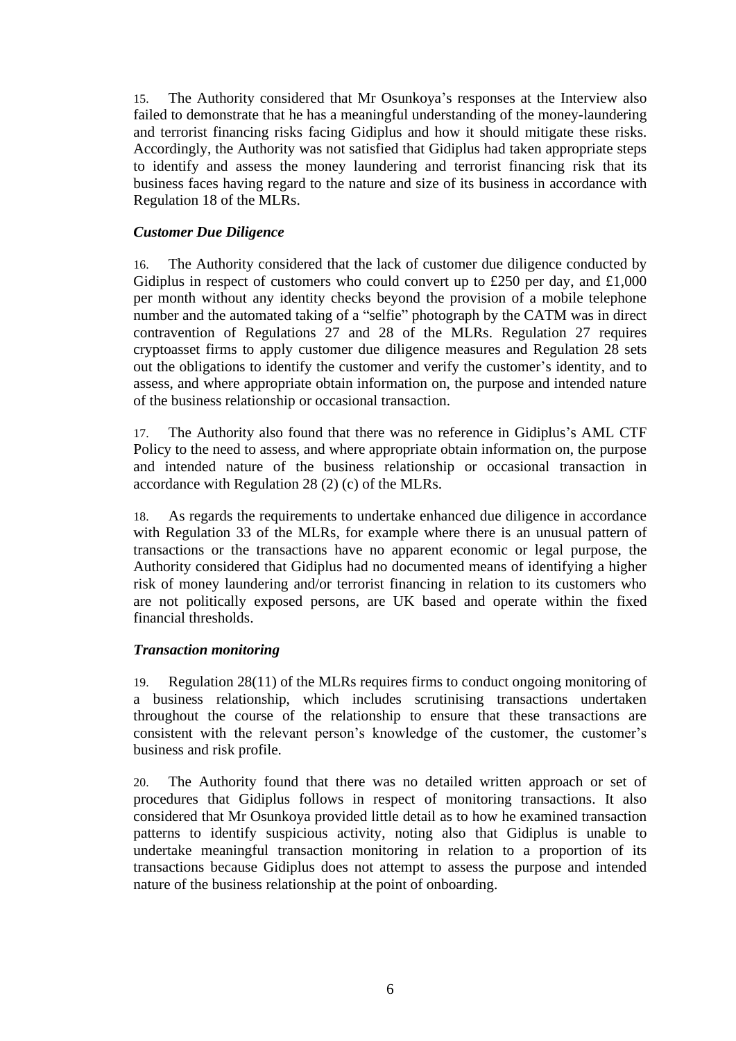15. The Authority considered that Mr Osunkoya's responses at the Interview also failed to demonstrate that he has a meaningful understanding of the money-laundering and terrorist financing risks facing Gidiplus and how it should mitigate these risks. Accordingly, the Authority was not satisfied that Gidiplus had taken appropriate steps to identify and assess the money laundering and terrorist financing risk that its business faces having regard to the nature and size of its business in accordance with Regulation 18 of the MLRs.

### *Customer Due Diligence*

16. The Authority considered that the lack of customer due diligence conducted by Gidiplus in respect of customers who could convert up to £250 per day, and £1,000 per month without any identity checks beyond the provision of a mobile telephone number and the automated taking of a "selfie" photograph by the CATM was in direct contravention of Regulations 27 and 28 of the MLRs. Regulation 27 requires cryptoasset firms to apply customer due diligence measures and Regulation 28 sets out the obligations to identify the customer and verify the customer's identity, and to assess, and where appropriate obtain information on, the purpose and intended nature of the business relationship or occasional transaction.

17. The Authority also found that there was no reference in Gidiplus's AML CTF Policy to the need to assess, and where appropriate obtain information on, the purpose and intended nature of the business relationship or occasional transaction in accordance with Regulation 28 (2) (c) of the MLRs.

18. As regards the requirements to undertake enhanced due diligence in accordance with Regulation 33 of the MLRs, for example where there is an unusual pattern of transactions or the transactions have no apparent economic or legal purpose, the Authority considered that Gidiplus had no documented means of identifying a higher risk of money laundering and/or terrorist financing in relation to its customers who are not politically exposed persons, are UK based and operate within the fixed financial thresholds.

### *Transaction monitoring*

19. Regulation 28(11) of the MLRs requires firms to conduct ongoing monitoring of a business relationship, which includes scrutinising transactions undertaken throughout the course of the relationship to ensure that these transactions are consistent with the relevant person's knowledge of the customer, the customer's business and risk profile.

20. The Authority found that there was no detailed written approach or set of procedures that Gidiplus follows in respect of monitoring transactions. It also considered that Mr Osunkoya provided little detail as to how he examined transaction patterns to identify suspicious activity, noting also that Gidiplus is unable to undertake meaningful transaction monitoring in relation to a proportion of its transactions because Gidiplus does not attempt to assess the purpose and intended nature of the business relationship at the point of onboarding.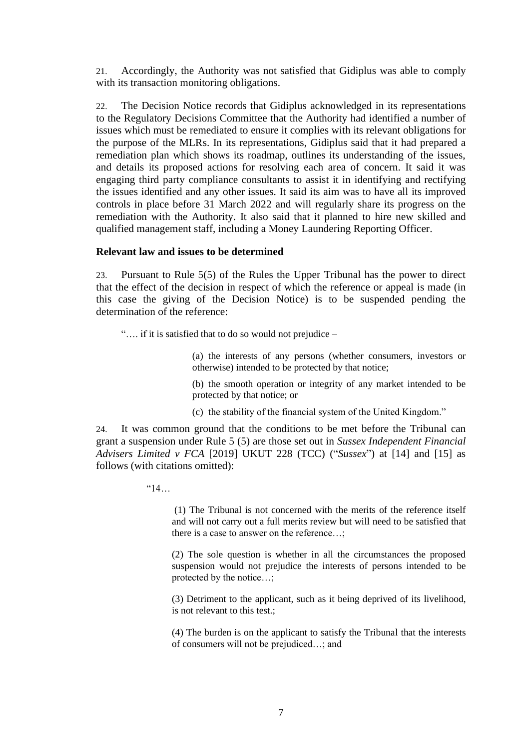21. Accordingly, the Authority was not satisfied that Gidiplus was able to comply with its transaction monitoring obligations.

22. The Decision Notice records that Gidiplus acknowledged in its representations to the Regulatory Decisions Committee that the Authority had identified a number of issues which must be remediated to ensure it complies with its relevant obligations for the purpose of the MLRs. In its representations, Gidiplus said that it had prepared a remediation plan which shows its roadmap, outlines its understanding of the issues, and details its proposed actions for resolving each area of concern. It said it was engaging third party compliance consultants to assist it in identifying and rectifying the issues identified and any other issues. It said its aim was to have all its improved controls in place before 31 March 2022 and will regularly share its progress on the remediation with the Authority. It also said that it planned to hire new skilled and qualified management staff, including a Money Laundering Reporting Officer.

**Relevant law and issues to be determined**

23. Pursuant to Rule 5(5) of the Rules the Upper Tribunal has the power to direct that the effect of the decision in respect of which the reference or appeal is made (in this case the giving of the Decision Notice) is to be suspended pending the determination of the reference:

> "…. if it is satisfied that to do so would not prejudice –
>
> (a) the interests of any persons (whether consumers, investors or otherwise) intended to be protected by that notice;
>
> (b) the smooth operation or integrity of any market intended to be protected by that notice; or
>
> (c) the stability of the financial system of the United Kingdom."

24. It was common ground that the conditions to be met before the Tribunal can grant a suspension under Rule 5 (5) are those set out in *Sussex Independent Financial Advisers Limited v FCA* [2019] UKUT 228 (TCC) ("*Sussex*") at [14] and [15] as follows (with citations omitted):

> "14…
>
> (1) The Tribunal is not concerned with the merits of the reference itself and will not carry out a full merits review but will need to be satisfied that there is a case to answer on the reference…;
>
> (2) The sole question is whether in all the circumstances the proposed suspension would not prejudice the interests of persons intended to be protected by the notice…;
>
> (3) Detriment to the applicant, such as it being deprived of its livelihood, is not relevant to this test.;
>
> (4) The burden is on the applicant to satisfy the Tribunal that the interests of consumers will not be prejudiced…; and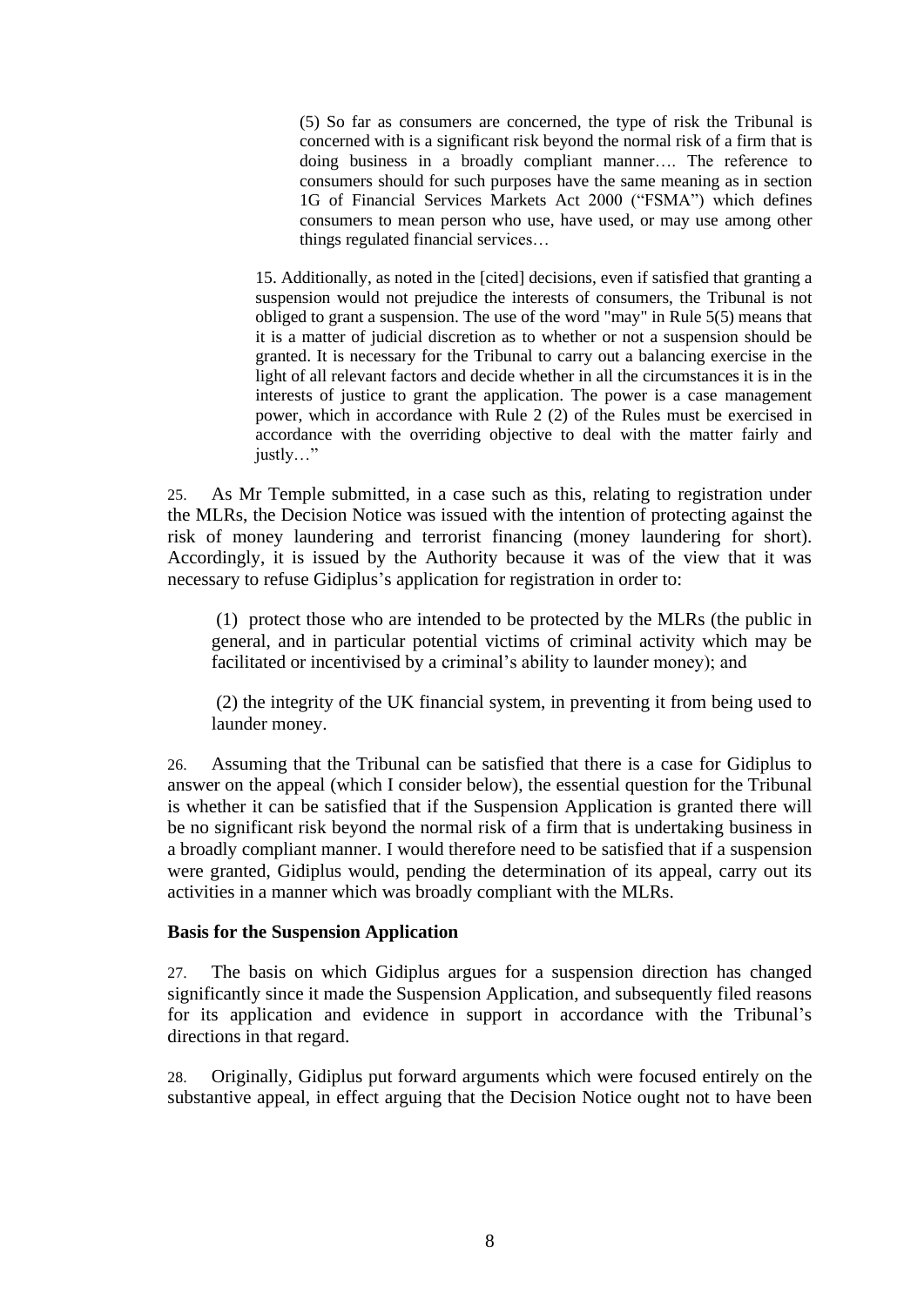> (5) So far as consumers are concerned, the type of risk the Tribunal is concerned with is a significant risk beyond the normal risk of a firm that is doing business in a broadly compliant manner…. The reference to consumers should for such purposes have the same meaning as in section 1G of Financial Services Markets Act 2000 ("FSMA") which defines consumers to mean person who use, have used, or may use among other things regulated financial services…
>
> 15. Additionally, as noted in the [cited] decisions, even if satisfied that granting a suspension would not prejudice the interests of consumers, the Tribunal is not obliged to grant a suspension. The use of the word "may" in Rule 5(5) means that it is a matter of judicial discretion as to whether or not a suspension should be granted. It is necessary for the Tribunal to carry out a balancing exercise in the light of all relevant factors and decide whether in all the circumstances it is in the interests of justice to grant the application. The power is a case management power, which in accordance with Rule 2 (2) of the Rules must be exercised in accordance with the overriding objective to deal with the matter fairly and justly…"

25. As Mr Temple submitted, in a case such as this, relating to registration under the MLRs, the Decision Notice was issued with the intention of protecting against the risk of money laundering and terrorist financing (money laundering for short). Accordingly, it is issued by the Authority because it was of the view that it was necessary to refuse Gidiplus's application for registration in order to:

> (1) protect those who are intended to be protected by the MLRs (the public in general, and in particular potential victims of criminal activity which may be facilitated or incentivised by a criminal's ability to launder money); and
>
> (2) the integrity of the UK financial system, in preventing it from being used to launder money.

26. Assuming that the Tribunal can be satisfied that there is a case for Gidiplus to answer on the appeal (which I consider below), the essential question for the Tribunal is whether it can be satisfied that if the Suspension Application is granted there will be no significant risk beyond the normal risk of a firm that is undertaking business in a broadly compliant manner. I would therefore need to be satisfied that if a suspension were granted, Gidiplus would, pending the determination of its appeal, carry out its activities in a manner which was broadly compliant with the MLRs.

**Basis for the Suspension Application**

27. The basis on which Gidiplus argues for a suspension direction has changed significantly since it made the Suspension Application, and subsequently filed reasons for its application and evidence in support in accordance with the Tribunal's directions in that regard.

28. Originally, Gidiplus put forward arguments which were focused entirely on the substantive appeal, in effect arguing that the Decision Notice ought not to have been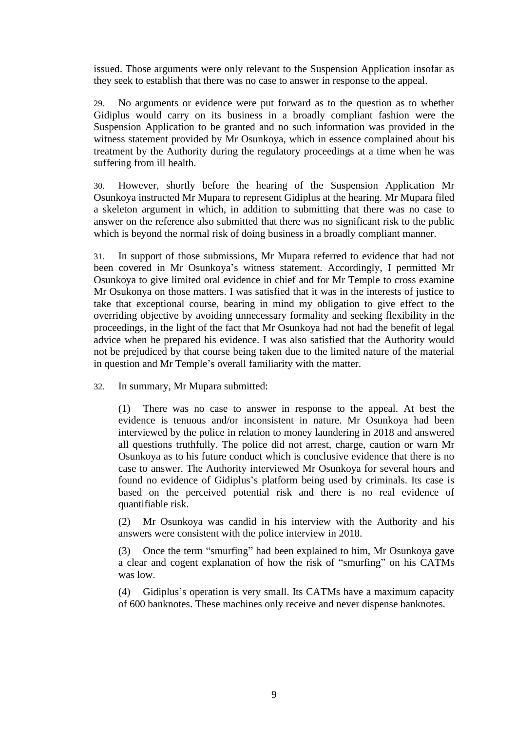issued. Those arguments were only relevant to the Suspension Application insofar as they seek to establish that there was no case to answer in response to the appeal.

29. No arguments or evidence were put forward as to the question as to whether Gidiplus would carry on its business in a broadly compliant fashion were the Suspension Application to be granted and no such information was provided in the witness statement provided by Mr Osunkoya, which in essence complained about his treatment by the Authority during the regulatory proceedings at a time when he was suffering from ill health.

30. However, shortly before the hearing of the Suspension Application Mr Osunkoya instructed Mr Mupara to represent Gidiplus at the hearing. Mr Mupara filed a skeleton argument in which, in addition to submitting that there was no case to answer on the reference also submitted that there was no significant risk to the public which is beyond the normal risk of doing business in a broadly compliant manner.

31. In support of those submissions, Mr Mupara referred to evidence that had not been covered in Mr Osunkoya's witness statement. Accordingly, I permitted Mr Osunkoya to give limited oral evidence in chief and for Mr Temple to cross examine Mr Osukonya on those matters. I was satisfied that it was in the interests of justice to take that exceptional course, bearing in mind my obligation to give effect to the overriding objective by avoiding unnecessary formality and seeking flexibility in the proceedings, in the light of the fact that Mr Osunkoya had not had the benefit of legal advice when he prepared his evidence. I was also satisfied that the Authority would not be prejudiced by that course being taken due to the limited nature of the material in question and Mr Temple's overall familiarity with the matter.

32. In summary, Mr Mupara submitted:

(1) There was no case to answer in response to the appeal. At best the evidence is tenuous and/or inconsistent in nature. Mr Osunkoya had been interviewed by the police in relation to money laundering in 2018 and answered all questions truthfully. The police did not arrest, charge, caution or warn Mr Osunkoya as to his future conduct which is conclusive evidence that there is no case to answer. The Authority interviewed Mr Osunkoya for several hours and found no evidence of Gidiplus's platform being used by criminals. Its case is based on the perceived potential risk and there is no real evidence of quantifiable risk.

(2) Mr Osunkoya was candid in his interview with the Authority and his answers were consistent with the police interview in 2018.

(3) Once the term "smurfing" had been explained to him, Mr Osunkoya gave a clear and cogent explanation of how the risk of "smurfing" on his CATMs was low.

(4) Gidiplus's operation is very small. Its CATMs have a maximum capacity of 600 banknotes. These machines only receive and never dispense banknotes.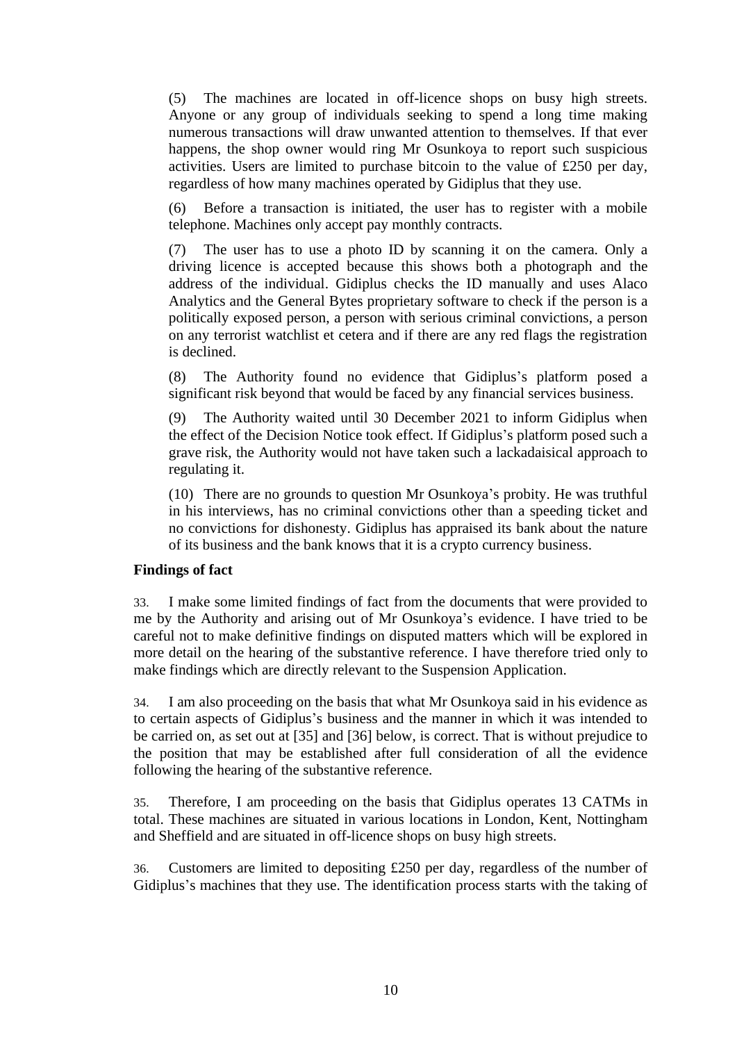(5) The machines are located in off-licence shops on busy high streets. Anyone or any group of individuals seeking to spend a long time making numerous transactions will draw unwanted attention to themselves. If that ever happens, the shop owner would ring Mr Osunkoya to report such suspicious activities. Users are limited to purchase bitcoin to the value of £250 per day, regardless of how many machines operated by Gidiplus that they use.

(6) Before a transaction is initiated, the user has to register with a mobile telephone. Machines only accept pay monthly contracts.

(7) The user has to use a photo ID by scanning it on the camera. Only a driving licence is accepted because this shows both a photograph and the address of the individual. Gidiplus checks the ID manually and uses Alaco Analytics and the General Bytes proprietary software to check if the person is a politically exposed person, a person with serious criminal convictions, a person on any terrorist watchlist et cetera and if there are any red flags the registration is declined.

(8) The Authority found no evidence that Gidiplus's platform posed a significant risk beyond that would be faced by any financial services business.

(9) The Authority waited until 30 December 2021 to inform Gidiplus when the effect of the Decision Notice took effect. If Gidiplus's platform posed such a grave risk, the Authority would not have taken such a lackadaisical approach to regulating it.

(10) There are no grounds to question Mr Osunkoya's probity. He was truthful in his interviews, has no criminal convictions other than a speeding ticket and no convictions for dishonesty. Gidiplus has appraised its bank about the nature of its business and the bank knows that it is a crypto currency business.

**Findings of fact**

33. I make some limited findings of fact from the documents that were provided to me by the Authority and arising out of Mr Osunkoya's evidence. I have tried to be careful not to make definitive findings on disputed matters which will be explored in more detail on the hearing of the substantive reference. I have therefore tried only to make findings which are directly relevant to the Suspension Application.

34. I am also proceeding on the basis that what Mr Osunkoya said in his evidence as to certain aspects of Gidiplus's business and the manner in which it was intended to be carried on, as set out at [35] and [36] below, is correct. That is without prejudice to the position that may be established after full consideration of all the evidence following the hearing of the substantive reference.

35. Therefore, I am proceeding on the basis that Gidiplus operates 13 CATMs in total. These machines are situated in various locations in London, Kent, Nottingham and Sheffield and are situated in off-licence shops on busy high streets.

36. Customers are limited to depositing £250 per day, regardless of the number of Gidiplus's machines that they use. The identification process starts with the taking of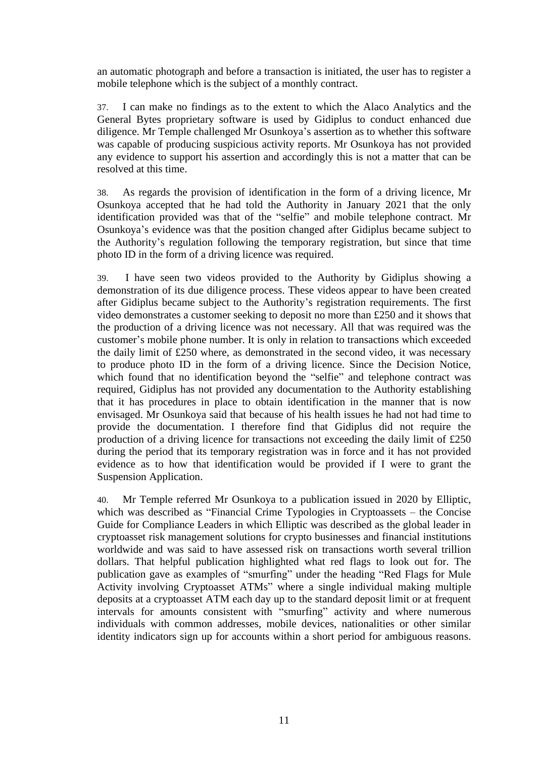an automatic photograph and before a transaction is initiated, the user has to register a mobile telephone which is the subject of a monthly contract.

37. I can make no findings as to the extent to which the Alaco Analytics and the General Bytes proprietary software is used by Gidiplus to conduct enhanced due diligence. Mr Temple challenged Mr Osunkoya's assertion as to whether this software was capable of producing suspicious activity reports. Mr Osunkoya has not provided any evidence to support his assertion and accordingly this is not a matter that can be resolved at this time.

38. As regards the provision of identification in the form of a driving licence, Mr Osunkoya accepted that he had told the Authority in January 2021 that the only identification provided was that of the "selfie" and mobile telephone contract. Mr Osunkoya's evidence was that the position changed after Gidiplus became subject to the Authority's regulation following the temporary registration, but since that time photo ID in the form of a driving licence was required.

39. I have seen two videos provided to the Authority by Gidiplus showing a demonstration of its due diligence process. These videos appear to have been created after Gidiplus became subject to the Authority's registration requirements. The first video demonstrates a customer seeking to deposit no more than £250 and it shows that the production of a driving licence was not necessary. All that was required was the customer's mobile phone number. It is only in relation to transactions which exceeded the daily limit of £250 where, as demonstrated in the second video, it was necessary to produce photo ID in the form of a driving licence. Since the Decision Notice, which found that no identification beyond the "selfie" and telephone contract was required, Gidiplus has not provided any documentation to the Authority establishing that it has procedures in place to obtain identification in the manner that is now envisaged. Mr Osunkoya said that because of his health issues he had not had time to provide the documentation. I therefore find that Gidiplus did not require the production of a driving licence for transactions not exceeding the daily limit of £250 during the period that its temporary registration was in force and it has not provided evidence as to how that identification would be provided if I were to grant the Suspension Application.

40. Mr Temple referred Mr Osunkoya to a publication issued in 2020 by Elliptic, which was described as "Financial Crime Typologies in Cryptoassets – the Concise Guide for Compliance Leaders in which Elliptic was described as the global leader in cryptoasset risk management solutions for crypto businesses and financial institutions worldwide and was said to have assessed risk on transactions worth several trillion dollars. That helpful publication highlighted what red flags to look out for. The publication gave as examples of "smurfing" under the heading "Red Flags for Mule Activity involving Cryptoasset ATMs" where a single individual making multiple deposits at a cryptoasset ATM each day up to the standard deposit limit or at frequent intervals for amounts consistent with "smurfing" activity and where numerous individuals with common addresses, mobile devices, nationalities or other similar identity indicators sign up for accounts within a short period for ambiguous reasons.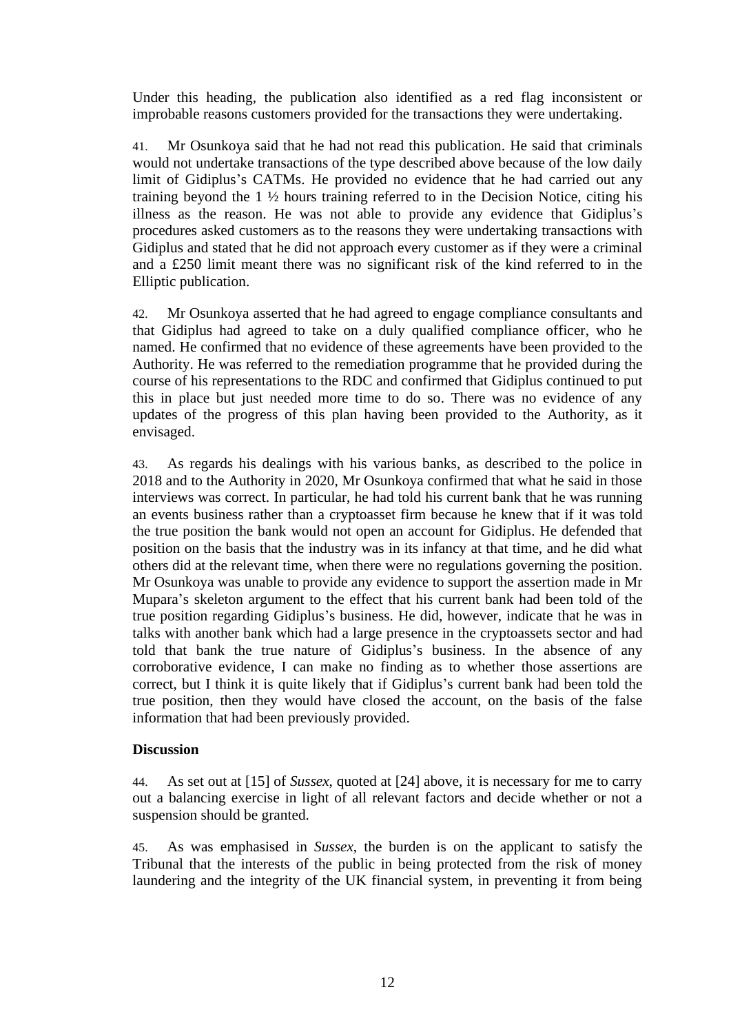Under this heading, the publication also identified as a red flag inconsistent or improbable reasons customers provided for the transactions they were undertaking.

41. Mr Osunkoya said that he had not read this publication. He said that criminals would not undertake transactions of the type described above because of the low daily limit of Gidiplus's CATMs. He provided no evidence that he had carried out any training beyond the 1 ½ hours training referred to in the Decision Notice, citing his illness as the reason. He was not able to provide any evidence that Gidiplus's procedures asked customers as to the reasons they were undertaking transactions with Gidiplus and stated that he did not approach every customer as if they were a criminal and a £250 limit meant there was no significant risk of the kind referred to in the Elliptic publication.

42. Mr Osunkoya asserted that he had agreed to engage compliance consultants and that Gidiplus had agreed to take on a duly qualified compliance officer, who he named. He confirmed that no evidence of these agreements have been provided to the Authority. He was referred to the remediation programme that he provided during the course of his representations to the RDC and confirmed that Gidiplus continued to put this in place but just needed more time to do so. There was no evidence of any updates of the progress of this plan having been provided to the Authority, as it envisaged.

43. As regards his dealings with his various banks, as described to the police in 2018 and to the Authority in 2020, Mr Osunkoya confirmed that what he said in those interviews was correct. In particular, he had told his current bank that he was running an events business rather than a cryptoasset firm because he knew that if it was told the true position the bank would not open an account for Gidiplus. He defended that position on the basis that the industry was in its infancy at that time, and he did what others did at the relevant time, when there were no regulations governing the position. Mr Osunkoya was unable to provide any evidence to support the assertion made in Mr Mupara's skeleton argument to the effect that his current bank had been told of the true position regarding Gidiplus's business. He did, however, indicate that he was in talks with another bank which had a large presence in the cryptoassets sector and had told that bank the true nature of Gidiplus's business. In the absence of any corroborative evidence, I can make no finding as to whether those assertions are correct, but I think it is quite likely that if Gidiplus's current bank had been told the true position, then they would have closed the account, on the basis of the false information that had been previously provided.

## Discussion

44. As set out at [15] of *Sussex*, quoted at [24] above, it is necessary for me to carry out a balancing exercise in light of all relevant factors and decide whether or not a suspension should be granted.

45. As was emphasised in *Sussex*, the burden is on the applicant to satisfy the Tribunal that the interests of the public in being protected from the risk of money laundering and the integrity of the UK financial system, in preventing it from being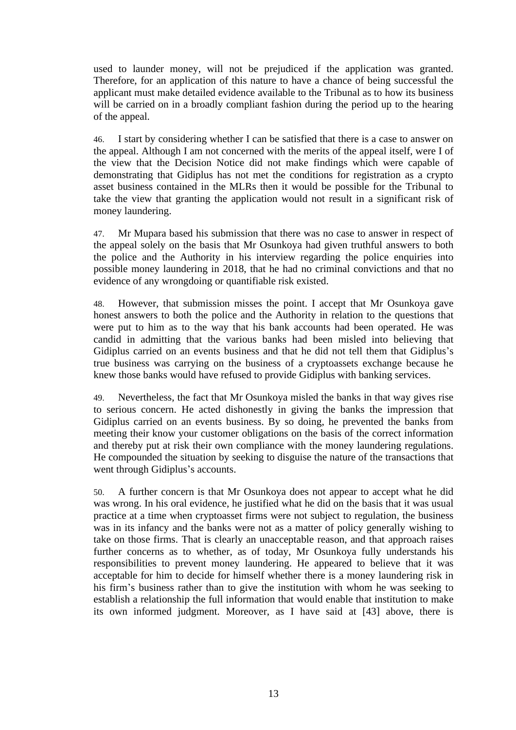used to launder money, will not be prejudiced if the application was granted. Therefore, for an application of this nature to have a chance of being successful the applicant must make detailed evidence available to the Tribunal as to how its business will be carried on in a broadly compliant fashion during the period up to the hearing of the appeal.

46. I start by considering whether I can be satisfied that there is a case to answer on the appeal. Although I am not concerned with the merits of the appeal itself, were I of the view that the Decision Notice did not make findings which were capable of demonstrating that Gidiplus has not met the conditions for registration as a crypto asset business contained in the MLRs then it would be possible for the Tribunal to take the view that granting the application would not result in a significant risk of money laundering.

47. Mr Mupara based his submission that there was no case to answer in respect of the appeal solely on the basis that Mr Osunkoya had given truthful answers to both the police and the Authority in his interview regarding the police enquiries into possible money laundering in 2018, that he had no criminal convictions and that no evidence of any wrongdoing or quantifiable risk existed.

48. However, that submission misses the point. I accept that Mr Osunkoya gave honest answers to both the police and the Authority in relation to the questions that were put to him as to the way that his bank accounts had been operated. He was candid in admitting that the various banks had been misled into believing that Gidiplus carried on an events business and that he did not tell them that Gidiplus's true business was carrying on the business of a cryptoassets exchange because he knew those banks would have refused to provide Gidiplus with banking services.

49. Nevertheless, the fact that Mr Osunkoya misled the banks in that way gives rise to serious concern. He acted dishonestly in giving the banks the impression that Gidiplus carried on an events business. By so doing, he prevented the banks from meeting their know your customer obligations on the basis of the correct information and thereby put at risk their own compliance with the money laundering regulations. He compounded the situation by seeking to disguise the nature of the transactions that went through Gidiplus's accounts.

50. A further concern is that Mr Osunkoya does not appear to accept what he did was wrong. In his oral evidence, he justified what he did on the basis that it was usual practice at a time when cryptoasset firms were not subject to regulation, the business was in its infancy and the banks were not as a matter of policy generally wishing to take on those firms. That is clearly an unacceptable reason, and that approach raises further concerns as to whether, as of today, Mr Osunkoya fully understands his responsibilities to prevent money laundering. He appeared to believe that it was acceptable for him to decide for himself whether there is a money laundering risk in his firm's business rather than to give the institution with whom he was seeking to establish a relationship the full information that would enable that institution to make its own informed judgment. Moreover, as I have said at [43] above, there is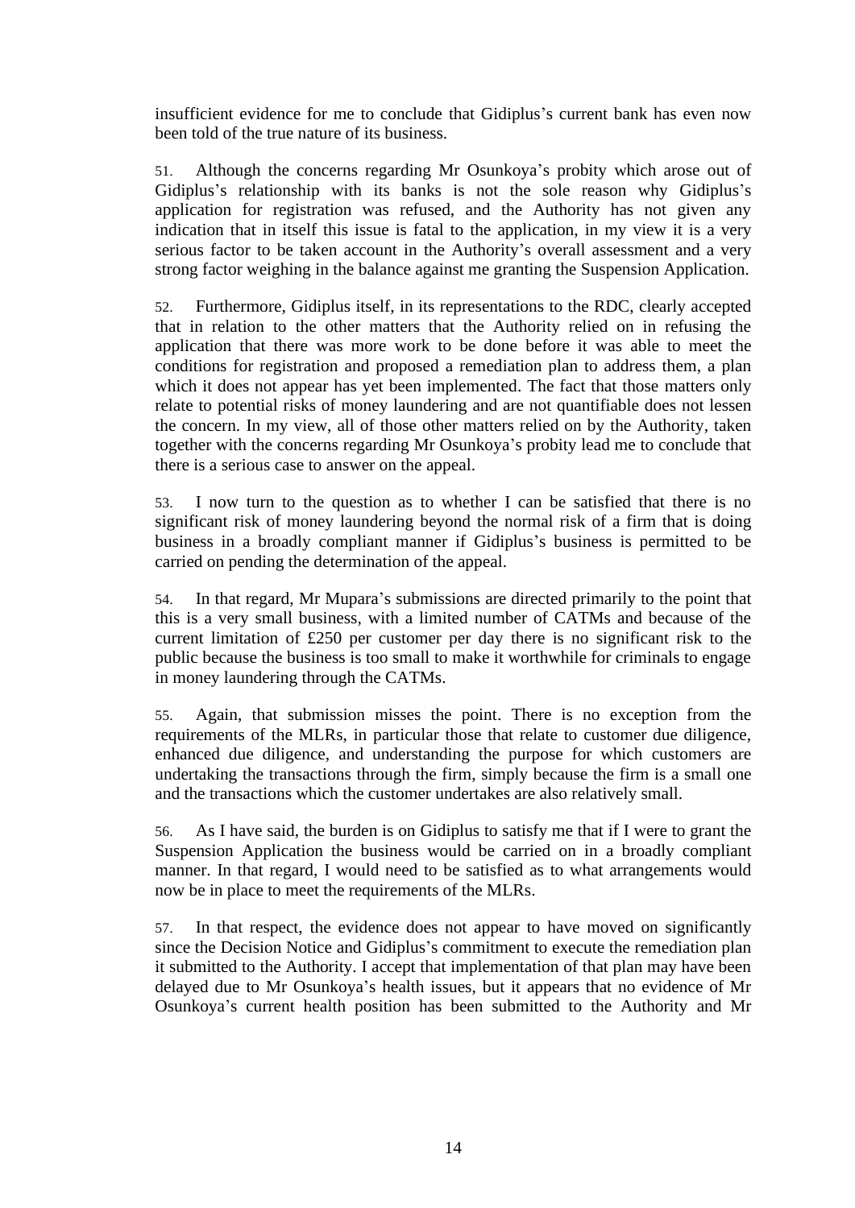insufficient evidence for me to conclude that Gidiplus's current bank has even now been told of the true nature of its business.

51. Although the concerns regarding Mr Osunkoya's probity which arose out of Gidiplus's relationship with its banks is not the sole reason why Gidiplus's application for registration was refused, and the Authority has not given any indication that in itself this issue is fatal to the application, in my view it is a very serious factor to be taken account in the Authority's overall assessment and a very strong factor weighing in the balance against me granting the Suspension Application.

52. Furthermore, Gidiplus itself, in its representations to the RDC, clearly accepted that in relation to the other matters that the Authority relied on in refusing the application that there was more work to be done before it was able to meet the conditions for registration and proposed a remediation plan to address them, a plan which it does not appear has yet been implemented. The fact that those matters only relate to potential risks of money laundering and are not quantifiable does not lessen the concern. In my view, all of those other matters relied on by the Authority, taken together with the concerns regarding Mr Osunkoya's probity lead me to conclude that there is a serious case to answer on the appeal.

53. I now turn to the question as to whether I can be satisfied that there is no significant risk of money laundering beyond the normal risk of a firm that is doing business in a broadly compliant manner if Gidiplus's business is permitted to be carried on pending the determination of the appeal.

54. In that regard, Mr Mupara's submissions are directed primarily to the point that this is a very small business, with a limited number of CATMs and because of the current limitation of £250 per customer per day there is no significant risk to the public because the business is too small to make it worthwhile for criminals to engage in money laundering through the CATMs.

55. Again, that submission misses the point. There is no exception from the requirements of the MLRs, in particular those that relate to customer due diligence, enhanced due diligence, and understanding the purpose for which customers are undertaking the transactions through the firm, simply because the firm is a small one and the transactions which the customer undertakes are also relatively small.

56. As I have said, the burden is on Gidiplus to satisfy me that if I were to grant the Suspension Application the business would be carried on in a broadly compliant manner. In that regard, I would need to be satisfied as to what arrangements would now be in place to meet the requirements of the MLRs.

57. In that respect, the evidence does not appear to have moved on significantly since the Decision Notice and Gidiplus's commitment to execute the remediation plan it submitted to the Authority. I accept that implementation of that plan may have been delayed due to Mr Osunkoya's health issues, but it appears that no evidence of Mr Osunkoya's current health position has been submitted to the Authority and Mr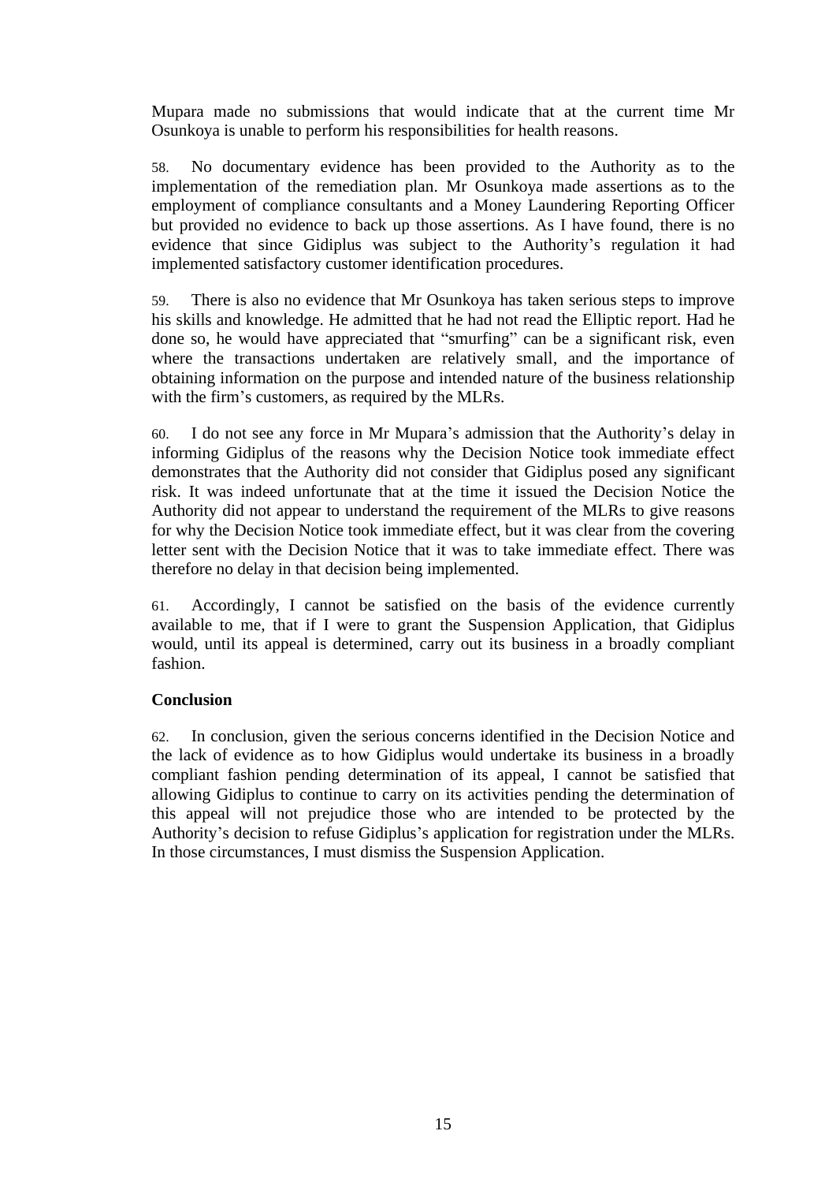Mupara made no submissions that would indicate that at the current time Mr Osunkoya is unable to perform his responsibilities for health reasons.

58. No documentary evidence has been provided to the Authority as to the implementation of the remediation plan. Mr Osunkoya made assertions as to the employment of compliance consultants and a Money Laundering Reporting Officer but provided no evidence to back up those assertions. As I have found, there is no evidence that since Gidiplus was subject to the Authority's regulation it had implemented satisfactory customer identification procedures.

59. There is also no evidence that Mr Osunkoya has taken serious steps to improve his skills and knowledge. He admitted that he had not read the Elliptic report. Had he done so, he would have appreciated that "smurfing" can be a significant risk, even where the transactions undertaken are relatively small, and the importance of obtaining information on the purpose and intended nature of the business relationship with the firm's customers, as required by the MLRs.

60. I do not see any force in Mr Mupara's admission that the Authority's delay in informing Gidiplus of the reasons why the Decision Notice took immediate effect demonstrates that the Authority did not consider that Gidiplus posed any significant risk. It was indeed unfortunate that at the time it issued the Decision Notice the Authority did not appear to understand the requirement of the MLRs to give reasons for why the Decision Notice took immediate effect, but it was clear from the covering letter sent with the Decision Notice that it was to take immediate effect. There was therefore no delay in that decision being implemented.

61. Accordingly, I cannot be satisfied on the basis of the evidence currently available to me, that if I were to grant the Suspension Application, that Gidiplus would, until its appeal is determined, carry out its business in a broadly compliant fashion.

**Conclusion**

62. In conclusion, given the serious concerns identified in the Decision Notice and the lack of evidence as to how Gidiplus would undertake its business in a broadly compliant fashion pending determination of its appeal, I cannot be satisfied that allowing Gidiplus to continue to carry on its activities pending the determination of this appeal will not prejudice those who are intended to be protected by the Authority's decision to refuse Gidiplus's application for registration under the MLRs. In those circumstances, I must dismiss the Suspension Application.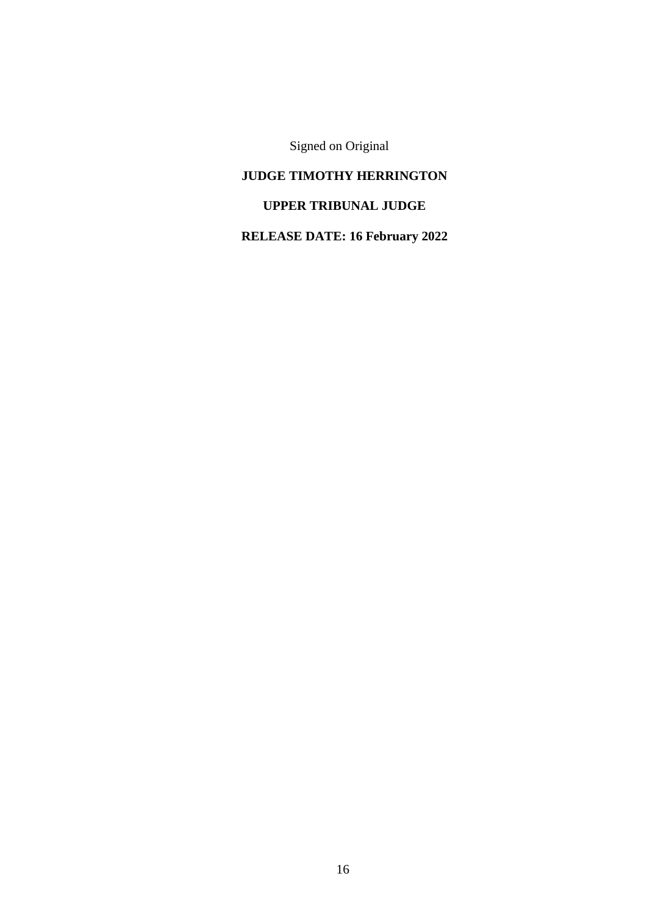Signed on Original

**JUDGE TIMOTHY HERRINGTON**

**UPPER TRIBUNAL JUDGE**

**RELEASE DATE: 16 February 2022**